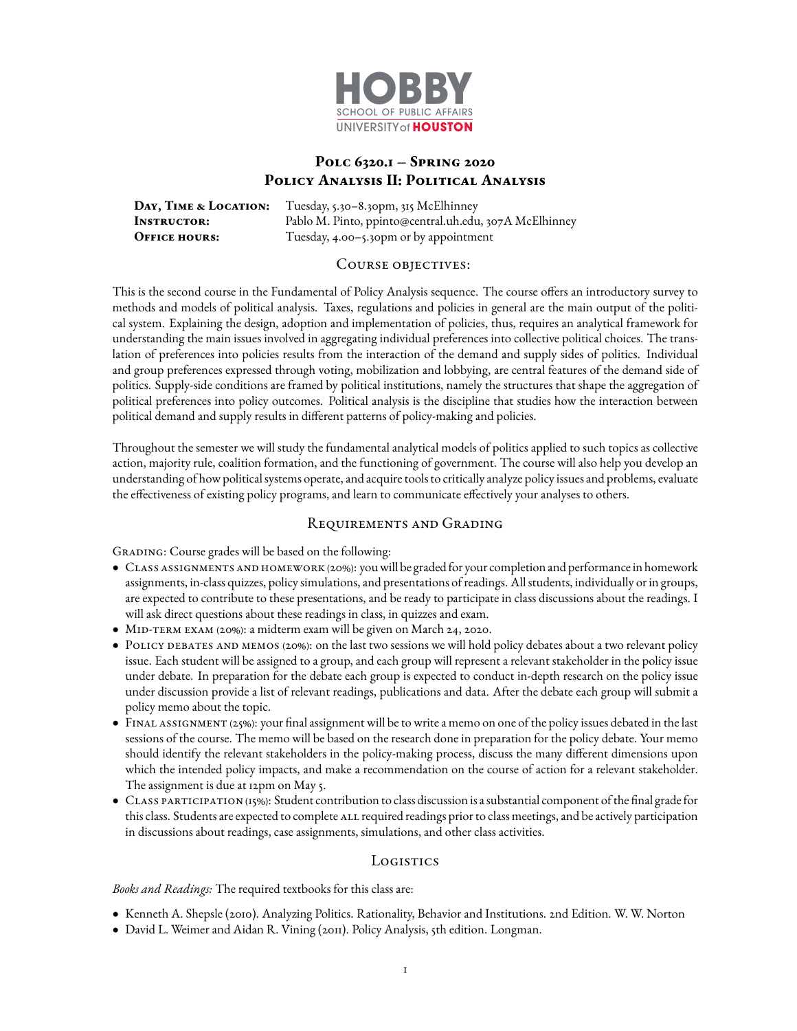HOBBY
SCHOOL OF PUBLIC AFFAIRS
UNIVERSITY of HOUSTON

# Polc 6320.1 – Spring 2020
# Policy Analysis II: Political Analysis

**Day, Time & Location:** Tuesday, 5.30–8.30pm, 315 McElhinney
**Instructor:** Pablo M. Pinto, ppinto@central.uh.edu, 307A McElhinney
**Office hours:** Tuesday, 4.00–5.30pm or by appointment

## Course objectives:

This is the second course in the Fundamental of Policy Analysis sequence. The course offers an introductory survey to methods and models of political analysis. Taxes, regulations and policies in general are the main output of the political system. Explaining the design, adoption and implementation of policies, thus, requires an analytical framework for understanding the main issues involved in aggregating individual preferences into collective political choices. The translation of preferences into policies results from the interaction of the demand and supply sides of politics. Individual and group preferences expressed through voting, mobilization and lobbying, are central features of the demand side of politics. Supply-side conditions are framed by political institutions, namely the structures that shape the aggregation of political preferences into policy outcomes. Political analysis is the discipline that studies how the interaction between political demand and supply results in different patterns of policy-making and policies.

Throughout the semester we will study the fundamental analytical models of politics applied to such topics as collective action, majority rule, coalition formation, and the functioning of government. The course will also help you develop an understanding of how political systems operate, and acquire tools to critically analyze policy issues and problems, evaluate the effectiveness of existing policy programs, and learn to communicate effectively your analyses to others.

## Requirements and Grading

Grading: Course grades will be based on the following:

- Class assignments and homework (20%): you will be graded for your completion and performance in homework assignments, in-class quizzes, policy simulations, and presentations of readings. All students, individually or in groups, are expected to contribute to these presentations, and be ready to participate in class discussions about the readings. I will ask direct questions about these readings in class, in quizzes and exam.
- Mid-term exam (20%): a midterm exam will be given on March 24, 2020.
- Policy debates and memos (20%): on the last two sessions we will hold policy debates about a two relevant policy issue. Each student will be assigned to a group, and each group will represent a relevant stakeholder in the policy issue under debate. In preparation for the debate each group is expected to conduct in-depth research on the policy issue under discussion provide a list of relevant readings, publications and data. After the debate each group will submit a policy memo about the topic.
- Final assignment (25%): your final assignment will be to write a memo on one of the policy issues debated in the last sessions of the course. The memo will be based on the research done in preparation for the policy debate. Your memo should identify the relevant stakeholders in the policy-making process, discuss the many different dimensions upon which the intended policy impacts, and make a recommendation on the course of action for a relevant stakeholder. The assignment is due at 12pm on May 5.
- Class participation (15%): Student contribution to class discussion is a substantial component of the final grade for this class. Students are expected to complete all required readings prior to class meetings, and be actively participation in discussions about readings, case assignments, simulations, and other class activities.

## Logistics

*Books and Readings:* The required textbooks for this class are:

- Kenneth A. Shepsle (2010). Analyzing Politics. Rationality, Behavior and Institutions. 2nd Edition. W. W. Norton
- David L. Weimer and Aidan R. Vining (2011). Policy Analysis, 5th edition. Longman.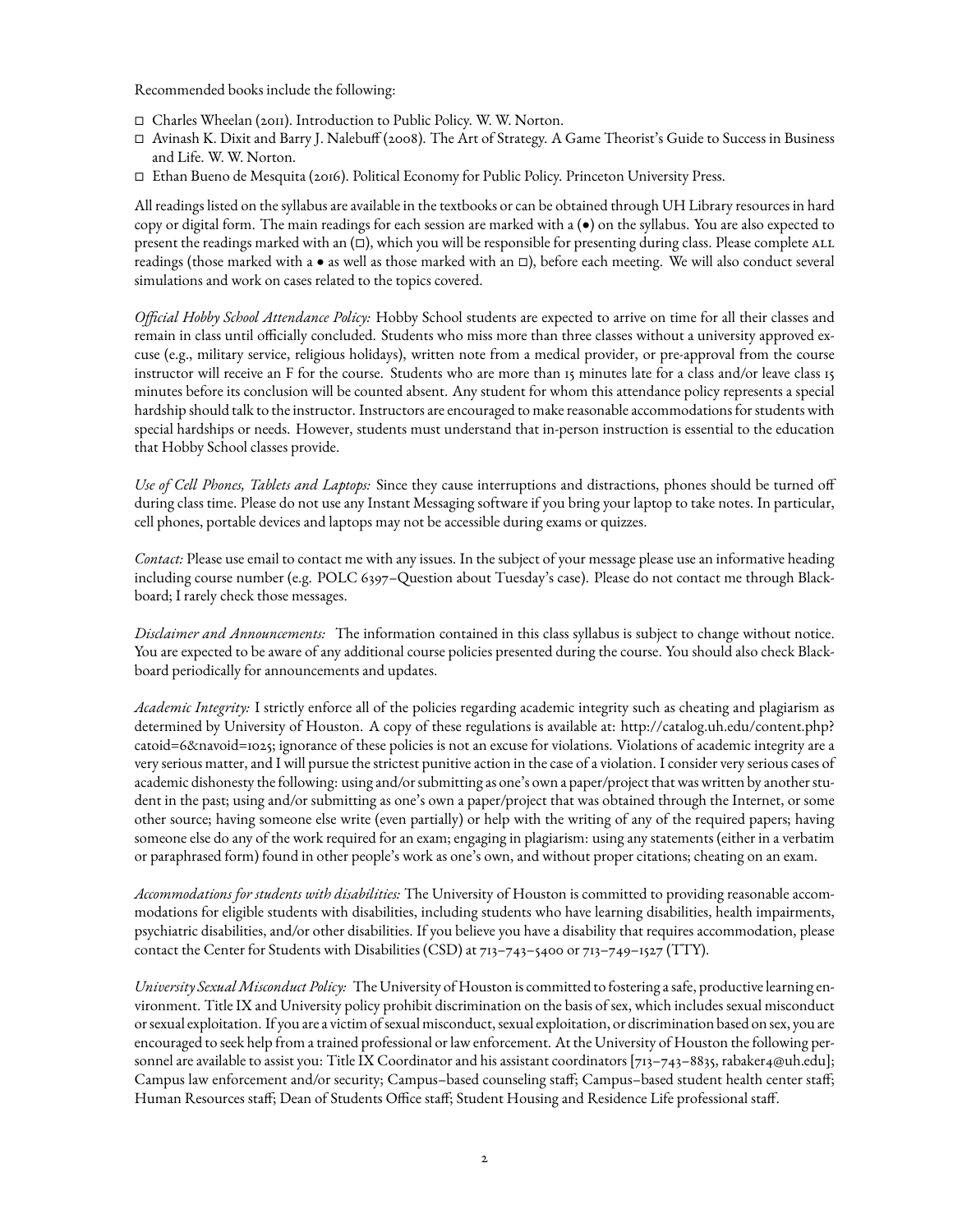Recommended books include the following:

- □ Charles Wheelan (2011). Introduction to Public Policy. W. W. Norton.
- □ Avinash K. Dixit and Barry J. Nalebuff (2008). The Art of Strategy. A Game Theorist's Guide to Success in Business and Life. W. W. Norton.
- □ Ethan Bueno de Mesquita (2016). Political Economy for Public Policy. Princeton University Press.

All readings listed on the syllabus are available in the textbooks or can be obtained through UH Library resources in hard copy or digital form. The main readings for each session are marked with a (•) on the syllabus. You are also expected to present the readings marked with an (□), which you will be responsible for presenting during class. Please complete ALL readings (those marked with a • as well as those marked with an □), before each meeting. We will also conduct several simulations and work on cases related to the topics covered.

*Official Hobby School Attendance Policy:* Hobby School students are expected to arrive on time for all their classes and remain in class until officially concluded. Students who miss more than three classes without a university approved excuse (e.g., military service, religious holidays), written note from a medical provider, or pre-approval from the course instructor will receive an F for the course. Students who are more than 15 minutes late for a class and/or leave class 15 minutes before its conclusion will be counted absent. Any student for whom this attendance policy represents a special hardship should talk to the instructor. Instructors are encouraged to make reasonable accommodations for students with special hardships or needs. However, students must understand that in-person instruction is essential to the education that Hobby School classes provide.

*Use of Cell Phones, Tablets and Laptops:* Since they cause interruptions and distractions, phones should be turned off during class time. Please do not use any Instant Messaging software if you bring your laptop to take notes. In particular, cell phones, portable devices and laptops may not be accessible during exams or quizzes.

*Contact:* Please use email to contact me with any issues. In the subject of your message please use an informative heading including course number (e.g. POLC 6397–Question about Tuesday's case). Please do not contact me through Blackboard; I rarely check those messages.

*Disclaimer and Announcements:* The information contained in this class syllabus is subject to change without notice. You are expected to be aware of any additional course policies presented during the course. You should also check Blackboard periodically for announcements and updates.

*Academic Integrity:* I strictly enforce all of the policies regarding academic integrity such as cheating and plagiarism as determined by University of Houston. A copy of these regulations is available at: http://catalog.uh.edu/content.php?catoid=6&navoid=1025; ignorance of these policies is not an excuse for violations. Violations of academic integrity are a very serious matter, and I will pursue the strictest punitive action in the case of a violation. I consider very serious cases of academic dishonesty the following: using and/or submitting as one's own a paper/project that was written by another student in the past; using and/or submitting as one's own a paper/project that was obtained through the Internet, or some other source; having someone else write (even partially) or help with the writing of any of the required papers; having someone else do any of the work required for an exam; engaging in plagiarism: using any statements (either in a verbatim or paraphrased form) found in other people's work as one's own, and without proper citations; cheating on an exam.

*Accommodations for students with disabilities:* The University of Houston is committed to providing reasonable accommodations for eligible students with disabilities, including students who have learning disabilities, health impairments, psychiatric disabilities, and/or other disabilities. If you believe you have a disability that requires accommodation, please contact the Center for Students with Disabilities (CSD) at 713–743–5400 or 713–749–1527 (TTY).

*University Sexual Misconduct Policy:* The University of Houston is committed to fostering a safe, productive learning environment. Title IX and University policy prohibit discrimination on the basis of sex, which includes sexual misconduct or sexual exploitation. If you are a victim of sexual misconduct, sexual exploitation, or discrimination based on sex, you are encouraged to seek help from a trained professional or law enforcement. At the University of Houston the following personnel are available to assist you: Title IX Coordinator and his assistant coordinators [713–743–8835, rabaker4@uh.edu]; Campus law enforcement and/or security; Campus–based counseling staff; Campus–based student health center staff; Human Resources staff; Dean of Students Office staff; Student Housing and Residence Life professional staff.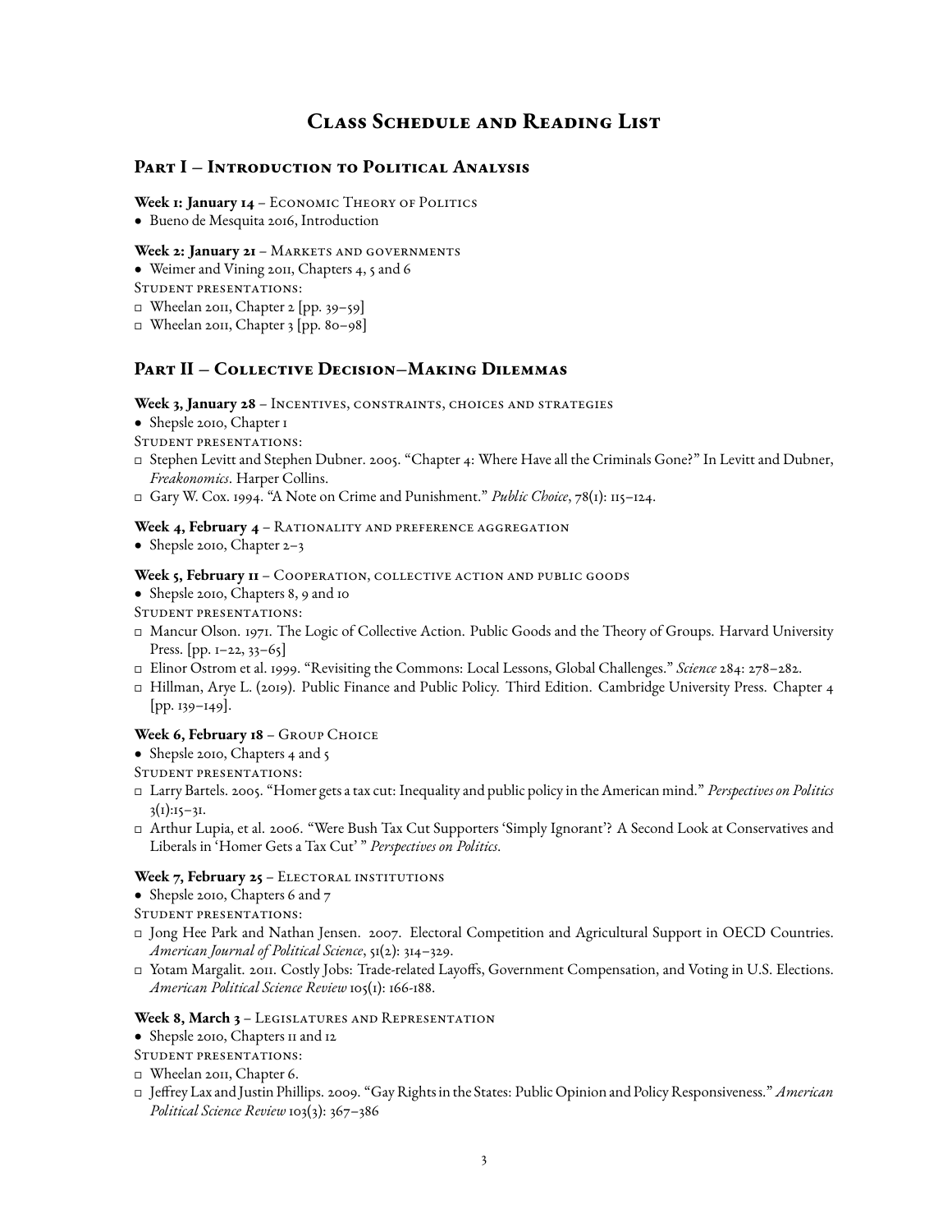# Class Schedule and Reading List

## Part I – Introduction to Political Analysis

**Week 1: January 14** – Economic Theory of Politics

- Bueno de Mesquita 2016, Introduction

**Week 2: January 21** – Markets and governments

- Weimer and Vining 2011, Chapters 4, 5 and 6

Student presentations:

- □ Wheelan 2011, Chapter 2 [pp. 39–59]
- □ Wheelan 2011, Chapter 3 [pp. 80–98]

## Part II – Collective Decision–Making Dilemmas

**Week 3, January 28** – Incentives, constraints, choices and strategies

- Shepsle 2010, Chapter 1

Student presentations:

- □ Stephen Levitt and Stephen Dubner. 2005. "Chapter 4: Where Have all the Criminals Gone?" In Levitt and Dubner, *Freakonomics*. Harper Collins.
- □ Gary W. Cox. 1994. "A Note on Crime and Punishment." *Public Choice*, 78(1): 115–124.

**Week 4, February 4** – Rationality and preference aggregation

- Shepsle 2010, Chapter 2–3

**Week 5, February 11** – Cooperation, collective action and public goods

- Shepsle 2010, Chapters 8, 9 and 10

Student presentations:

- □ Mancur Olson. 1971. The Logic of Collective Action. Public Goods and the Theory of Groups. Harvard University Press. [pp. 1–22, 33–65]
- □ Elinor Ostrom et al. 1999. "Revisiting the Commons: Local Lessons, Global Challenges." *Science* 284: 278–282.
- □ Hillman, Arye L. (2019). Public Finance and Public Policy. Third Edition. Cambridge University Press. Chapter 4 [pp. 139–149].

**Week 6, February 18** – Group Choice

- Shepsle 2010, Chapters 4 and 5

Student presentations:

- □ Larry Bartels. 2005. "Homer gets a tax cut: Inequality and public policy in the American mind." *Perspectives on Politics* 3(1):15–31.
- □ Arthur Lupia, et al. 2006. "Were Bush Tax Cut Supporters 'Simply Ignorant'? A Second Look at Conservatives and Liberals in 'Homer Gets a Tax Cut' " *Perspectives on Politics*.

**Week 7, February 25** – Electoral institutions

- Shepsle 2010, Chapters 6 and 7

Student presentations:

- □ Jong Hee Park and Nathan Jensen. 2007. Electoral Competition and Agricultural Support in OECD Countries. *American Journal of Political Science*, 51(2): 314–329.
- □ Yotam Margalit. 2011. Costly Jobs: Trade-related Layoffs, Government Compensation, and Voting in U.S. Elections. *American Political Science Review* 105(1): 166-188.

**Week 8, March 3** – Legislatures and Representation

- Shepsle 2010, Chapters 11 and 12

Student presentations:

- □ Wheelan 2011, Chapter 6.
- □ Jeffrey Lax and Justin Phillips. 2009. "Gay Rights in the States: Public Opinion and Policy Responsiveness." *American Political Science Review* 103(3): 367–386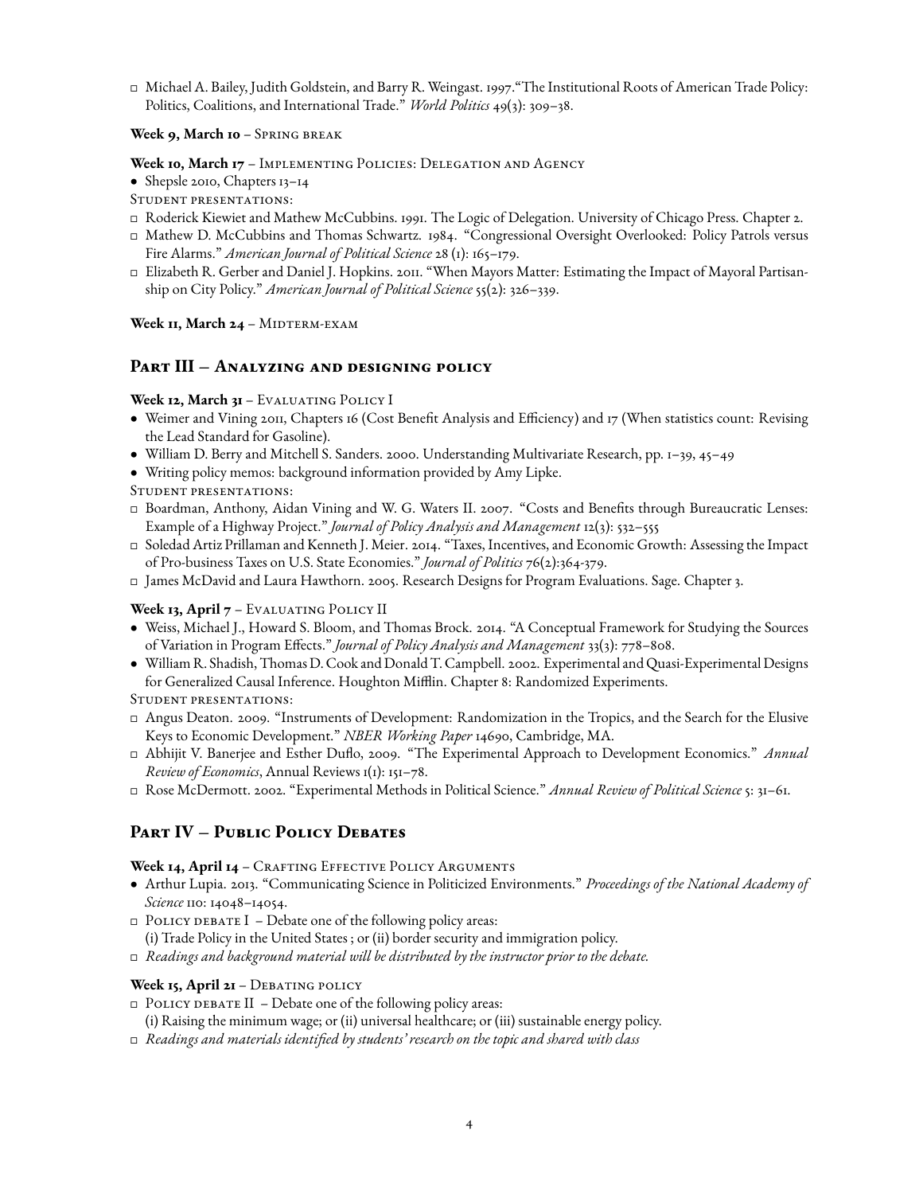- □ Michael A. Bailey, Judith Goldstein, and Barry R. Weingast. 1997."The Institutional Roots of American Trade Policy: Politics, Coalitions, and International Trade." *World Politics* 49(3): 309–38.

**Week 9, March 10** – Spring break

**Week 10, March 17** – Implementing Policies: Delegation and Agency

- Shepsle 2010, Chapters 13–14

Student presentations:

- □ Roderick Kiewiet and Mathew McCubbins. 1991. The Logic of Delegation. University of Chicago Press. Chapter 2.
- □ Mathew D. McCubbins and Thomas Schwartz. 1984. "Congressional Oversight Overlooked: Policy Patrols versus Fire Alarms." *American Journal of Political Science* 28 (1): 165–179.
- □ Elizabeth R. Gerber and Daniel J. Hopkins. 2011. "When Mayors Matter: Estimating the Impact of Mayoral Partisanship on City Policy." *American Journal of Political Science* 55(2): 326–339.

**Week 11, March 24** – Midterm-exam

## Part III – Analyzing and designing policy

**Week 12, March 31** – Evaluating Policy I

- Weimer and Vining 2011, Chapters 16 (Cost Benefit Analysis and Efficiency) and 17 (When statistics count: Revising the Lead Standard for Gasoline).
- William D. Berry and Mitchell S. Sanders. 2000. Understanding Multivariate Research, pp. 1–39, 45–49
- Writing policy memos: background information provided by Amy Lipke.

Student presentations:

- □ Boardman, Anthony, Aidan Vining and W. G. Waters II. 2007. "Costs and Benefits through Bureaucratic Lenses: Example of a Highway Project." *Journal of Policy Analysis and Management* 12(3): 532–555
- □ Soledad Artiz Prillaman and Kenneth J. Meier. 2014. "Taxes, Incentives, and Economic Growth: Assessing the Impact of Pro-business Taxes on U.S. State Economies." *Journal of Politics* 76(2):364-379.
- □ James McDavid and Laura Hawthorn. 2005. Research Designs for Program Evaluations. Sage. Chapter 3.

**Week 13, April 7** – Evaluating Policy II

- Weiss, Michael J., Howard S. Bloom, and Thomas Brock. 2014. "A Conceptual Framework for Studying the Sources of Variation in Program Effects." *Journal of Policy Analysis and Management* 33(3): 778–808.
- William R. Shadish, Thomas D. Cook and Donald T. Campbell. 2002. Experimental and Quasi-Experimental Designs for Generalized Causal Inference. Houghton Mifflin. Chapter 8: Randomized Experiments.

Student presentations:

- □ Angus Deaton. 2009. "Instruments of Development: Randomization in the Tropics, and the Search for the Elusive Keys to Economic Development." *NBER Working Paper* 14690, Cambridge, MA.
- □ Abhijit V. Banerjee and Esther Duflo, 2009. "The Experimental Approach to Development Economics." *Annual Review of Economics*, Annual Reviews 1(1): 151–78.
- □ Rose McDermott. 2002. "Experimental Methods in Political Science." *Annual Review of Political Science* 5: 31–61.

## Part IV – Public Policy Debates

**Week 14, April 14** – Crafting Effective Policy Arguments

- Arthur Lupia. 2013. "Communicating Science in Politicized Environments." *Proceedings of the National Academy of Science* 110: 14048–14054.
- □ Policy debate I – Debate one of the following policy areas:
  (i) Trade Policy in the United States ; or (ii) border security and immigration policy.
- □ *Readings and background material will be distributed by the instructor prior to the debate.*

**Week 15, April 21** – Debating policy

- □ Policy debate II – Debate one of the following policy areas:
  (i) Raising the minimum wage; or (ii) universal healthcare; or (iii) sustainable energy policy.
- □ *Readings and materials identified by students' research on the topic and shared with class*